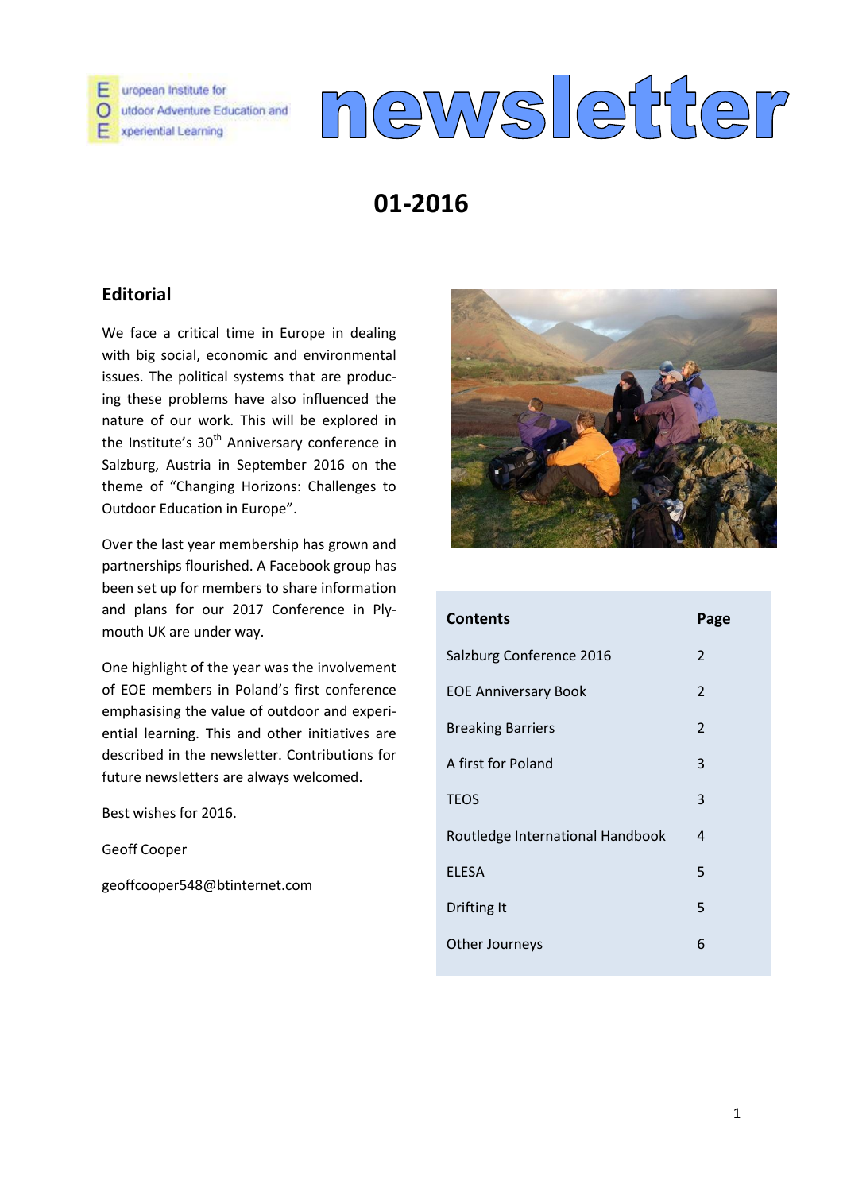# European Institute for Outdoor Adventure Education and Experiential Learning newsletter

## 01-2016

### Editorial

We face a critical time in Europe in dealing with big social, economic and environmental issues. The political systems that are producing these problems have also influenced the nature of our work. This will be explored in the Institute's 30th Anniversary conference in Salzburg, Austria in September 2016 on the theme of "Changing Horizons: Challenges to Outdoor Education in Europe".

Over the last year membership has grown and partnerships flourished. A Facebook group has been set up for members to share information and plans for our 2017 Conference in Plymouth UK are under way.

One highlight of the year was the involvement of EOE members in Poland's first conference emphasising the value of outdoor and experiential learning. This and other initiatives are described in the newsletter. Contributions for future newsletters are always welcomed.

Best wishes for 2016.

Geoff Cooper

geoffcooper548@btinternet.com

| Contents | Page |
| --- | --- |
| Salzburg Conference 2016 | 2 |
| EOE Anniversary Book | 2 |
| Breaking Barriers | 2 |
| A first for Poland | 3 |
| TEOS | 3 |
| Routledge International Handbook | 4 |
| ELESA | 5 |
| Drifting It | 5 |
| Other Journeys | 6 |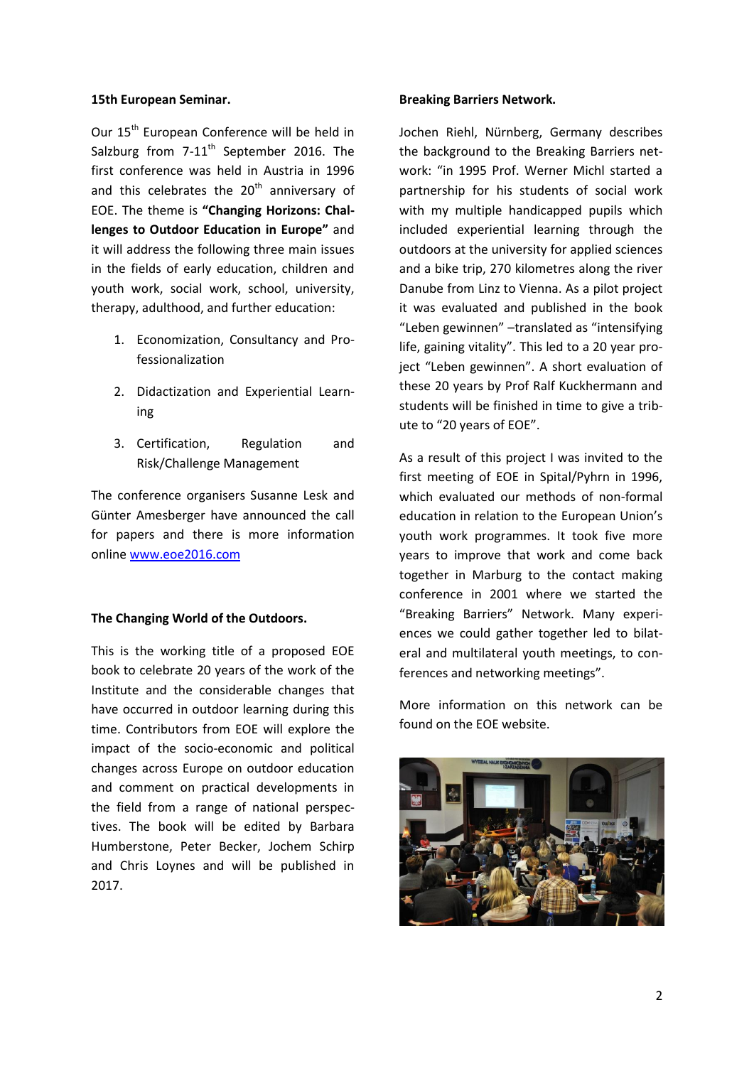**15th European Seminar.**

Our 15th European Conference will be held in Salzburg from 7-11th September 2016. The first conference was held in Austria in 1996 and this celebrates the 20th anniversary of EOE. The theme is **"Changing Horizons: Challenges to Outdoor Education in Europe"** and it will address the following three main issues in the fields of early education, children and youth work, social work, school, university, therapy, adulthood, and further education:

1. Economization, Consultancy and Professionalization
2. Didactization and Experiential Learning
3. Certification, Regulation and Risk/Challenge Management

The conference organisers Susanne Lesk and Günter Amesberger have announced the call for papers and there is more information online www.eoe2016.com

**The Changing World of the Outdoors.**

This is the working title of a proposed EOE book to celebrate 20 years of the work of the Institute and the considerable changes that have occurred in outdoor learning during this time. Contributors from EOE will explore the impact of the socio-economic and political changes across Europe on outdoor education and comment on practical developments in the field from a range of national perspectives. The book will be edited by Barbara Humberstone, Peter Becker, Jochem Schirp and Chris Loynes and will be published in 2017.

**Breaking Barriers Network.**

Jochen Riehl, Nürnberg, Germany describes the background to the Breaking Barriers network: "in 1995 Prof. Werner Michl started a partnership for his students of social work with my multiple handicapped pupils which included experiential learning through the outdoors at the university for applied sciences and a bike trip, 270 kilometres along the river Danube from Linz to Vienna. As a pilot project it was evaluated and published in the book "Leben gewinnen" –translated as "intensifying life, gaining vitality". This led to a 20 year project "Leben gewinnen". A short evaluation of these 20 years by Prof Ralf Kuckhermann and students will be finished in time to give a tribute to "20 years of EOE".

As a result of this project I was invited to the first meeting of EOE in Spital/Pyhrn in 1996, which evaluated our methods of non-formal education in relation to the European Union's youth work programmes. It took five more years to improve that work and come back together in Marburg to the contact making conference in 2001 where we started the "Breaking Barriers" Network. Many experiences we could gather together led to bilateral and multilateral youth meetings, to conferences and networking meetings".

More information on this network can be found on the EOE website.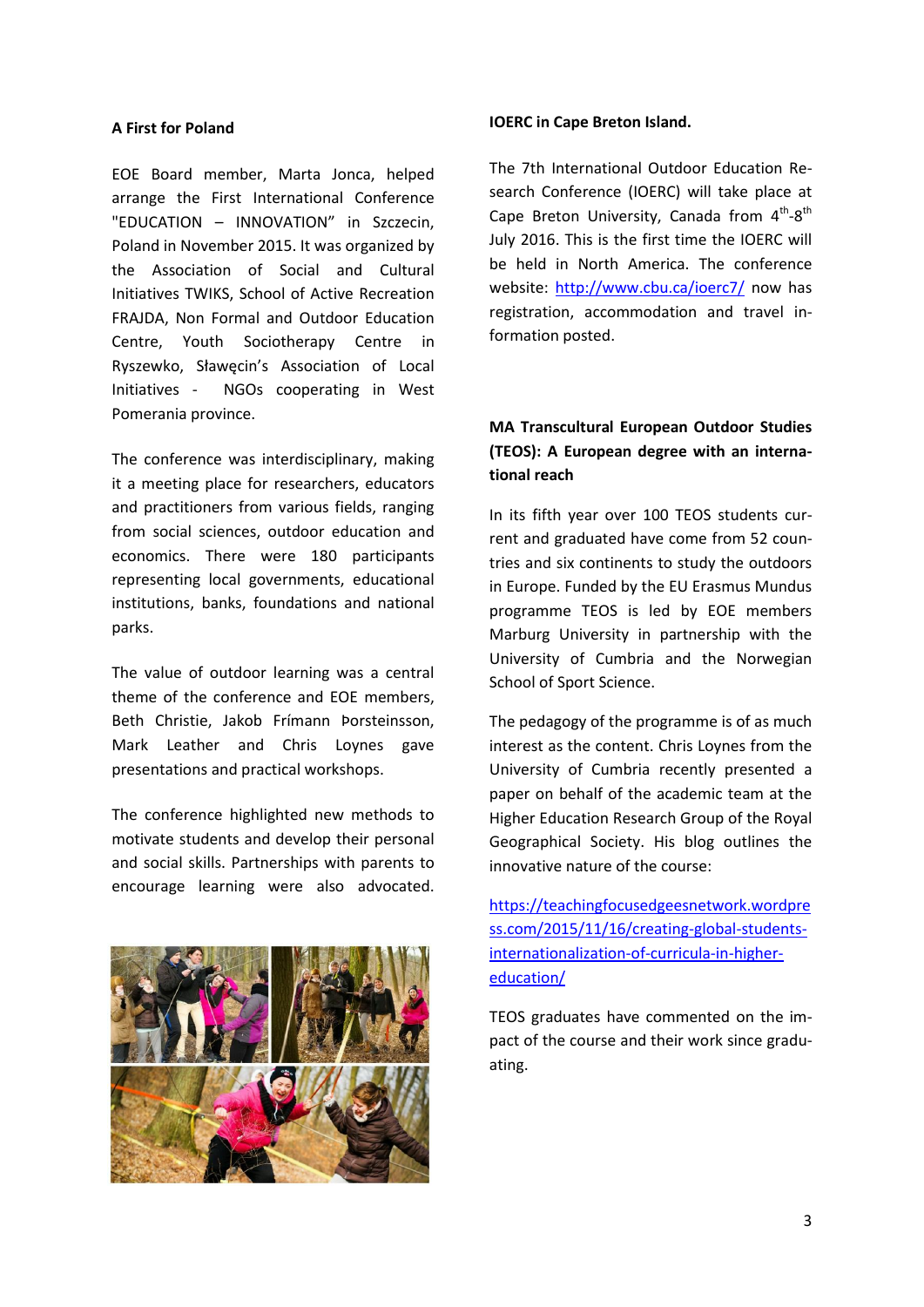**A First for Poland**

EOE Board member, Marta Jonca, helped arrange the First International Conference "EDUCATION – INNOVATION" in Szczecin, Poland in November 2015. It was organized by the Association of Social and Cultural Initiatives TWIKS, School of Active Recreation FRAJDA, Non Formal and Outdoor Education Centre, Youth Sociotherapy Centre in Ryszewko, Sławęcin's Association of Local Initiatives - NGOs cooperating in West Pomerania province.

The conference was interdisciplinary, making it a meeting place for researchers, educators and practitioners from various fields, ranging from social sciences, outdoor education and economics. There were 180 participants representing local governments, educational institutions, banks, foundations and national parks.

The value of outdoor learning was a central theme of the conference and EOE members, Beth Christie, Jakob Frímann Þorsteinsson, Mark Leather and Chris Loynes gave presentations and practical workshops.

The conference highlighted new methods to motivate students and develop their personal and social skills. Partnerships with parents to encourage learning were also advocated.

**IOERC in Cape Breton Island.**

The 7th International Outdoor Education Research Conference (IOERC) will take place at Cape Breton University, Canada from 4th-8th July 2016. This is the first time the IOERC will be held in North America. The conference website: http://www.cbu.ca/ioerc7/ now has registration, accommodation and travel information posted.

**MA Transcultural European Outdoor Studies (TEOS): A European degree with an international reach**

In its fifth year over 100 TEOS students current and graduated have come from 52 countries and six continents to study the outdoors in Europe. Funded by the EU Erasmus Mundus programme TEOS is led by EOE members Marburg University in partnership with the University of Cumbria and the Norwegian School of Sport Science.

The pedagogy of the programme is of as much interest as the content. Chris Loynes from the University of Cumbria recently presented a paper on behalf of the academic team at the Higher Education Research Group of the Royal Geographical Society. His blog outlines the innovative nature of the course:

https://teachingfocusedgeesnetwork.wordpress.com/2015/11/16/creating-global-students-internationalization-of-curricula-in-higher-education/

TEOS graduates have commented on the impact of the course and their work since graduating.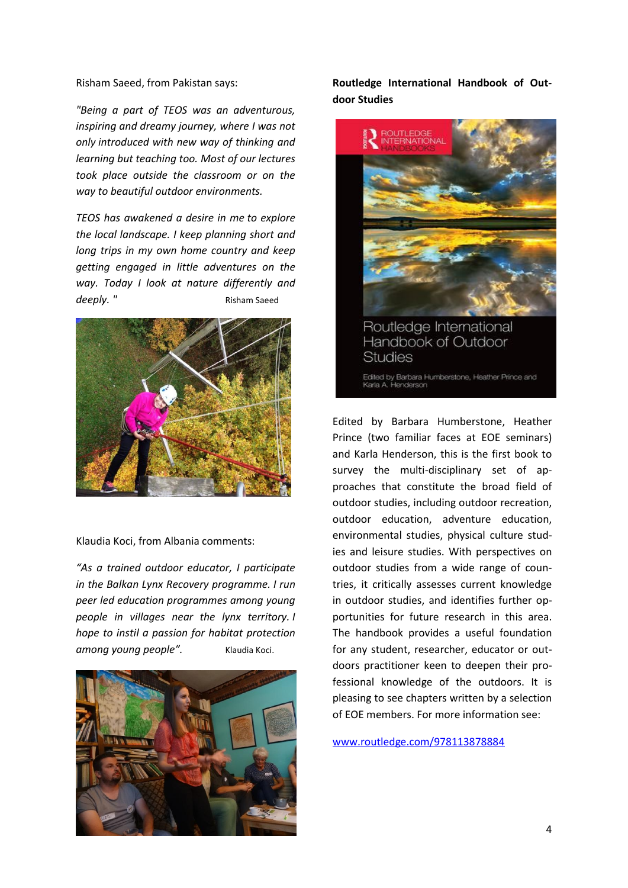Risham Saeed, from Pakistan says:

*"Being a part of TEOS was an adventurous, inspiring and dreamy journey, where I was not only introduced with new way of thinking and learning but teaching too. Most of our lectures took place outside the classroom or on the way to beautiful outdoor environments.*

*TEOS has awakened a desire in me to explore the local landscape. I keep planning short and long trips in my own home country and keep getting engaged in little adventures on the way. Today I look at nature differently and deeply. "* Risham Saeed

Klaudia Koci, from Albania comments:

*"As a trained outdoor educator, I participate in the Balkan Lynx Recovery programme. I run peer led education programmes among young people in villages near the lynx territory. I hope to instil a passion for habitat protection among young people".* Klaudia Koci.

**Routledge International Handbook of Outdoor Studies**

Edited by Barbara Humberstone, Heather Prince (two familiar faces at EOE seminars) and Karla Henderson, this is the first book to survey the multi-disciplinary set of approaches that constitute the broad field of outdoor studies, including outdoor recreation, outdoor education, adventure education, environmental studies, physical culture studies and leisure studies. With perspectives on outdoor studies from a wide range of countries, it critically assesses current knowledge in outdoor studies, and identifies further opportunities for future research in this area. The handbook provides a useful foundation for any student, researcher, educator or outdoors practitioner keen to deepen their professional knowledge of the outdoors. It is pleasing to see chapters written by a selection of EOE members. For more information see:

[www.routledge.com/978113878884](www.routledge.com/978113878884)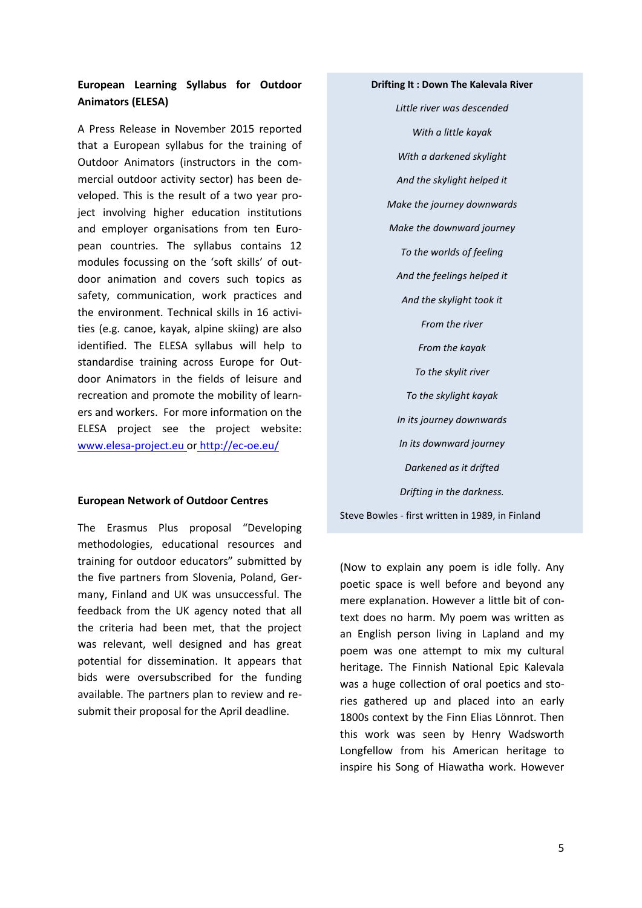**European Learning Syllabus for Outdoor Animators (ELESA)**

A Press Release in November 2015 reported that a European syllabus for the training of Outdoor Animators (instructors in the commercial outdoor activity sector) has been developed. This is the result of a two year project involving higher education institutions and employer organisations from ten European countries. The syllabus contains 12 modules focussing on the 'soft skills' of outdoor animation and covers such topics as safety, communication, work practices and the environment. Technical skills in 16 activities (e.g. canoe, kayak, alpine skiing) are also identified. The ELESA syllabus will help to standardise training across Europe for Outdoor Animators in the fields of leisure and recreation and promote the mobility of learners and workers. For more information on the ELESA project see the project website: www.elesa-project.eu or http://ec-oe.eu/

**European Network of Outdoor Centres**

The Erasmus Plus proposal "Developing methodologies, educational resources and training for outdoor educators" submitted by the five partners from Slovenia, Poland, Germany, Finland and UK was unsuccessful. The feedback from the UK agency noted that all the criteria had been met, that the project was relevant, well designed and has great potential for dissemination. It appears that bids were oversubscribed for the funding available. The partners plan to review and resubmit their proposal for the April deadline.

**Drifting It : Down The Kalevala River**

*Little river was descended*

*With a little kayak*

*With a darkened skylight*

*And the skylight helped it*

*Make the journey downwards*

*Make the downward journey*

*To the worlds of feeling*

*And the feelings helped it*

*And the skylight took it*

*From the river*

*From the kayak*

*To the skylit river*

*To the skylight kayak*

*In its journey downwards*

*In its downward journey*

*Darkened as it drifted*

*Drifting in the darkness.*

Steve Bowles - first written in 1989, in Finland

(Now to explain any poem is idle folly. Any poetic space is well before and beyond any mere explanation. However a little bit of context does no harm. My poem was written as an English person living in Lapland and my poem was one attempt to mix my cultural heritage. The Finnish National Epic Kalevala was a huge collection of oral poetics and stories gathered up and placed into an early 1800s context by the Finn Elias Lönnrot. Then this work was seen by Henry Wadsworth Longfellow from his American heritage to inspire his Song of Hiawatha work. However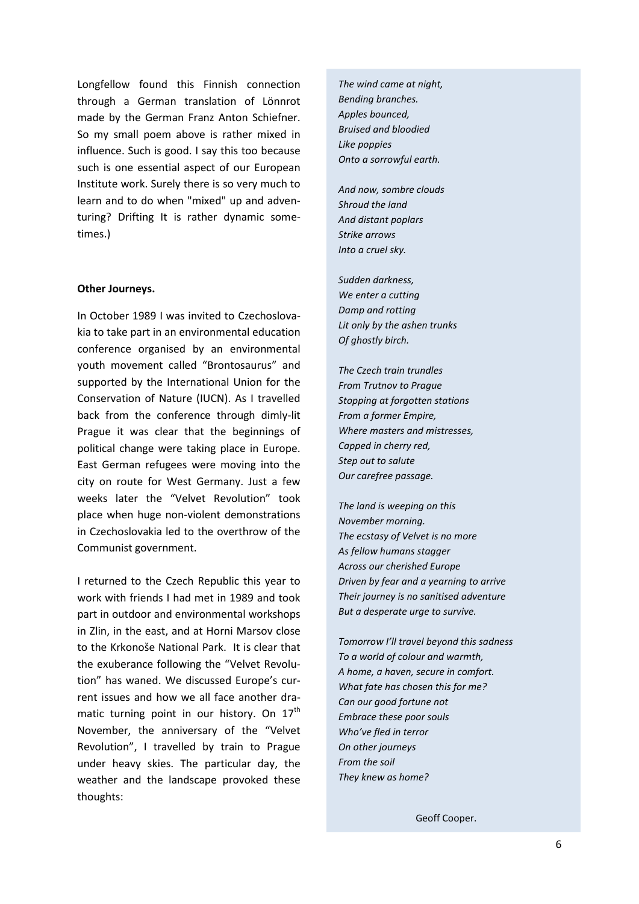Longfellow found this Finnish connection through a German translation of Lönnrot made by the German Franz Anton Schiefner. So my small poem above is rather mixed in influence. Such is good. I say this too because such is one essential aspect of our European Institute work. Surely there is so very much to learn and to do when "mixed" up and adventuring? Drifting It is rather dynamic sometimes.)

**Other Journeys.**

In October 1989 I was invited to Czechoslovakia to take part in an environmental education conference organised by an environmental youth movement called "Brontosaurus" and supported by the International Union for the Conservation of Nature (IUCN). As I travelled back from the conference through dimly-lit Prague it was clear that the beginnings of political change were taking place in Europe. East German refugees were moving into the city on route for West Germany. Just a few weeks later the "Velvet Revolution" took place when huge non-violent demonstrations in Czechoslovakia led to the overthrow of the Communist government.

I returned to the Czech Republic this year to work with friends I had met in 1989 and took part in outdoor and environmental workshops in Zlin, in the east, and at Horni Marsov close to the Krkonoše National Park. It is clear that the exuberance following the "Velvet Revolution" has waned. We discussed Europe's current issues and how we all face another dramatic turning point in our history. On 17th November, the anniversary of the "Velvet Revolution", I travelled by train to Prague under heavy skies. The particular day, the weather and the landscape provoked these thoughts:

*The wind came at night,*
*Bending branches.*
*Apples bounced,*
*Bruised and bloodied*
*Like poppies*
*Onto a sorrowful earth.*

*And now, sombre clouds*
*Shroud the land*
*And distant poplars*
*Strike arrows*
*Into a cruel sky.*

*Sudden darkness,*
*We enter a cutting*
*Damp and rotting*
*Lit only by the ashen trunks*
*Of ghostly birch.*

*The Czech train trundles*
*From Trutnov to Prague*
*Stopping at forgotten stations*
*From a former Empire,*
*Where masters and mistresses,*
*Capped in cherry red,*
*Step out to salute*
*Our carefree passage.*

*The land is weeping on this*
*November morning.*
*The ecstasy of Velvet is no more*
*As fellow humans stagger*
*Across our cherished Europe*
*Driven by fear and a yearning to arrive*
*Their journey is no sanitised adventure*
*But a desperate urge to survive.*

*Tomorrow I'll travel beyond this sadness*
*To a world of colour and warmth,*
*A home, a haven, secure in comfort.*
*What fate has chosen this for me?*
*Can our good fortune not*
*Embrace these poor souls*
*Who've fled in terror*
*On other journeys*
*From the soil*
*They knew as home?*

Geoff Cooper.